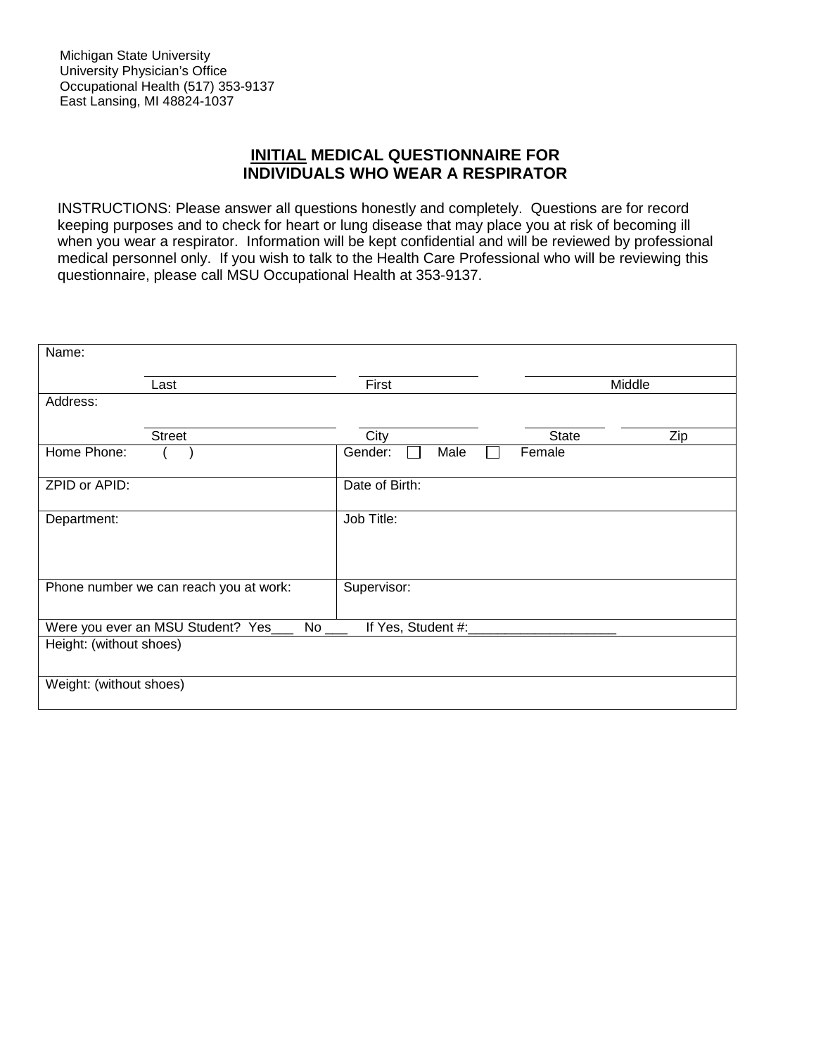Michigan State University
University Physician's Office
Occupational Health (517) 353-9137
East Lansing, MI 48824-1037

# INITIAL MEDICAL QUESTIONNAIRE FOR INDIVIDUALS WHO WEAR A RESPIRATOR

INSTRUCTIONS: Please answer all questions honestly and completely. Questions are for record keeping purposes and to check for heart or lung disease that may place you at risk of becoming ill when you wear a respirator. Information will be kept confidential and will be reviewed by professional medical personnel only. If you wish to talk to the Health Care Professional who will be reviewing this questionnaire, please call MSU Occupational Health at 353-9137.

| | |
|---|---|
| Name: ________ Last ________ First ________ Middle | |
| Address: ________ Street ________ City ________ State ________ Zip | |
| Home Phone: ( ) | Gender: ☐ Male ☐ Female |
| ZPID or APID: | Date of Birth: |
| Department: | Job Title: |
| Phone number we can reach you at work: | Supervisor: |
| Were you ever an MSU Student? Yes___ No ___ If Yes, Student #:____________________ | |
| Height: (without shoes) | |
| Weight: (without shoes) | |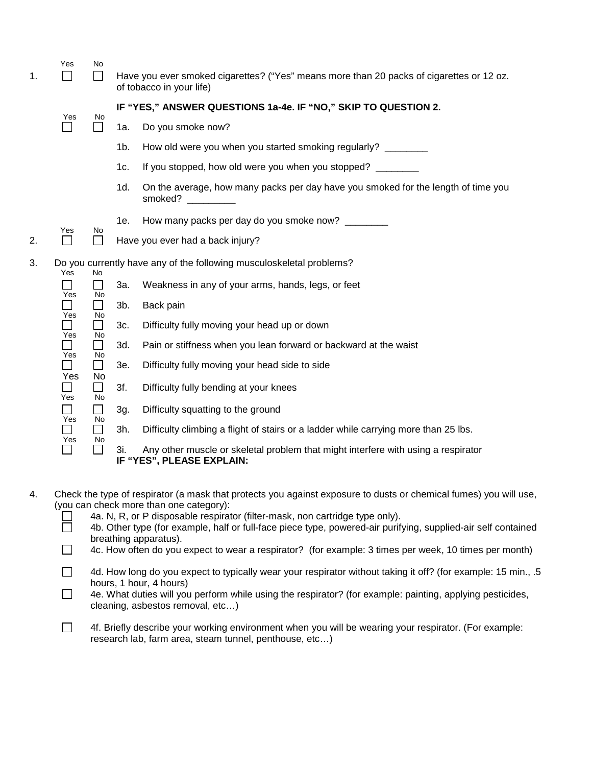| | Yes | No | |
|---|---|---|---|
| 1. | ☐ | ☐ | Have you ever smoked cigarettes? ("Yes" means more than 20 packs of cigarettes or 12 oz. of tobacco in your life) |

**IF "YES," ANSWER QUESTIONS 1a-4e. IF "NO," SKIP TO QUESTION 2.**

| Yes | No | | |
|---|---|---|---|
| ☐ | ☐ | 1a. | Do you smoke now? |
| | | 1b. | How old were you when you started smoking regularly? ________ |
| | | 1c. | If you stopped, how old were you when you stopped? ________ |
| | | 1d. | On the average, how many packs per day have you smoked for the length of time you smoked? _________ |
| | | 1e. | How many packs per day do you smoke now? ________ |

| | Yes | No | |
|---|---|---|---|
| 2. | ☐ | ☐ | Have you ever had a back injury? |

3. Do you currently have any of the following musculoskeletal problems?

| Yes | No | | |
|---|---|---|---|
| ☐ | ☐ | 3a. | Weakness in any of your arms, hands, legs, or feet |
| ☐ | ☐ | 3b. | Back pain |
| ☐ | ☐ | 3c. | Difficulty fully moving your head up or down |
| ☐ | ☐ | 3d. | Pain or stiffness when you lean forward or backward at the waist |
| ☐ | ☐ | 3e. | Difficulty fully moving your head side to side |
| ☐ | ☐ | 3f. | Difficulty fully bending at your knees |
| ☐ | ☐ | 3g. | Difficulty squatting to the ground |
| ☐ | ☐ | 3h. | Difficulty climbing a flight of stairs or a ladder while carrying more than 25 lbs. |
| ☐ | ☐ | 3i. | Any other muscle or skeletal problem that might interfere with using a respirator **IF "YES", PLEASE EXPLAIN:** |

4. Check the type of respirator (a mask that protects you against exposure to dusts or chemical fumes) you will use, (you can check more than one category):

- ☐ 4a. N, R, or P disposable respirator (filter-mask, non cartridge type only).
- ☐ 4b. Other type (for example, half or full-face piece type, powered-air purifying, supplied-air self contained breathing apparatus).
- ☐ 4c. How often do you expect to wear a respirator? (for example: 3 times per week, 10 times per month)
- ☐ 4d. How long do you expect to typically wear your respirator without taking it off? (for example: 15 min., .5 hours, 1 hour, 4 hours)
- ☐ 4e. What duties will you perform while using the respirator? (for example: painting, applying pesticides, cleaning, asbestos removal, etc…)
- ☐ 4f. Briefly describe your working environment when you will be wearing your respirator. (For example: research lab, farm area, steam tunnel, penthouse, etc…)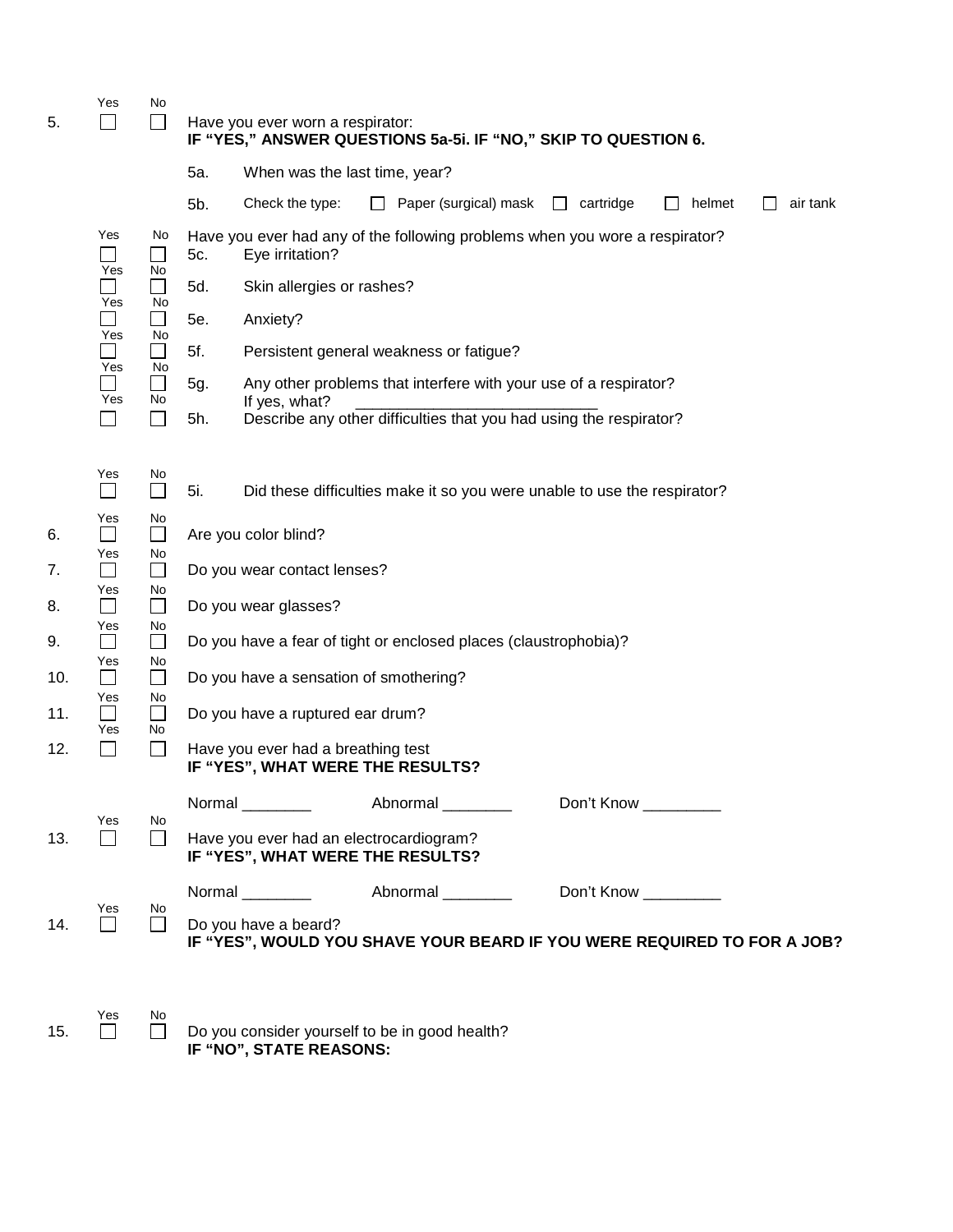| | Yes | No | |
|---|---|---|---|
| 5. | ☐ | ☐ | Have you ever worn a respirator: **IF "YES," ANSWER QUESTIONS 5a-5i. IF "NO," SKIP TO QUESTION 6.** |

5a. When was the last time, year?

5b. Check the type: ☐ Paper (surgical) mask ☐ cartridge ☐ helmet ☐ air tank

Have you ever had any of the following problems when you wore a respirator?

| Yes | No | | |
|---|---|---|---|
| ☐ | ☐ | 5c. | Eye irritation? |
| ☐ | ☐ | 5d. | Skin allergies or rashes? |
| ☐ | ☐ | 5e. | Anxiety? |
| ☐ | ☐ | 5f. | Persistent general weakness or fatigue? |
| ☐ | ☐ | 5g. | Any other problems that interfere with your use of a respirator? If yes, what? ___________________________ |
| ☐ | ☐ | 5h. | Describe any other difficulties that you had using the respirator? |
| ☐ | ☐ | 5i. | Did these difficulties make it so you were unable to use the respirator? |

| | Yes | No | |
|---|---|---|---|
| 6. | ☐ | ☐ | Are you color blind? |
| 7. | ☐ | ☐ | Do you wear contact lenses? |
| 8. | ☐ | ☐ | Do you wear glasses? |
| 9. | ☐ | ☐ | Do you have a fear of tight or enclosed places (claustrophobia)? |
| 10. | ☐ | ☐ | Do you have a sensation of smothering? |
| 11. | ☐ | ☐ | Do you have a ruptured ear drum? |
| 12. | ☐ | ☐ | Have you ever had a breathing test **IF "YES", WHAT WERE THE RESULTS?** |

Normal ________ Abnormal ________ Don't Know _________

| | Yes | No | |
|---|---|---|---|
| 13. | ☐ | ☐ | Have you ever had an electrocardiogram? **IF "YES", WHAT WERE THE RESULTS?** |

Normal ________ Abnormal ________ Don't Know _________

| | Yes | No | |
|---|---|---|---|
| 14. | ☐ | ☐ | Do you have a beard? **IF "YES", WOULD YOU SHAVE YOUR BEARD IF YOU WERE REQUIRED TO FOR A JOB?** |
| 15. | ☐ | ☐ | Do you consider yourself to be in good health? **IF "NO", STATE REASONS:** |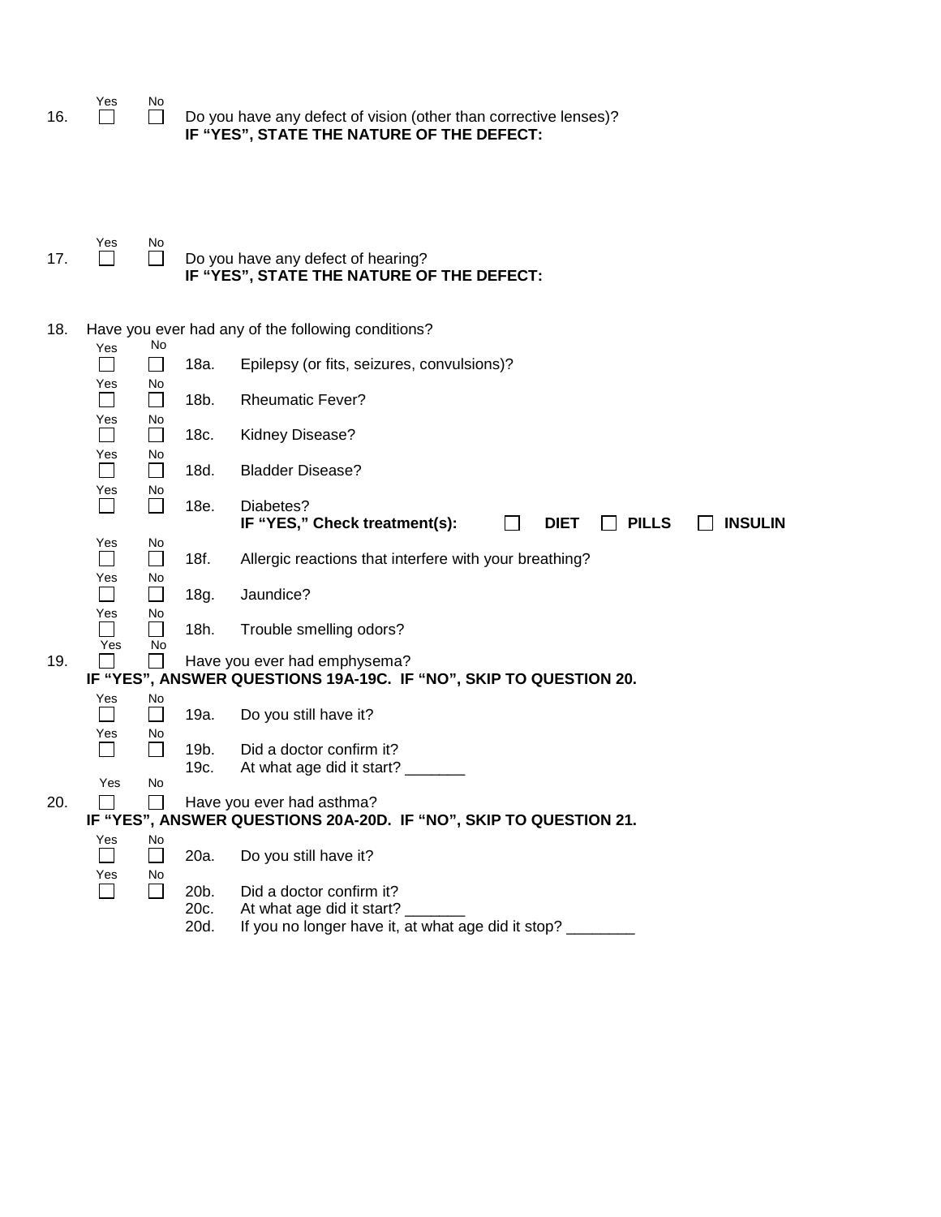16. Yes ☐ No ☐ Do you have any defect of vision (other than corrective lenses)?
**IF "YES", STATE THE NATURE OF THE DEFECT:**

17. Yes ☐ No ☐ Do you have any defect of hearing?
**IF "YES", STATE THE NATURE OF THE DEFECT:**

18. Have you ever had any of the following conditions?

| Yes | No | | |
|---|---|---|---|
| ☐ | ☐ | 18a. | Epilepsy (or fits, seizures, convulsions)? |
| ☐ | ☐ | 18b. | Rheumatic Fever? |
| ☐ | ☐ | 18c. | Kidney Disease? |
| ☐ | ☐ | 18d. | Bladder Disease? |
| ☐ | ☐ | 18e. | Diabetes? **IF "YES," Check treatment(s):** ☐ **DIET** ☐ **PILLS** ☐ **INSULIN** |
| ☐ | ☐ | 18f. | Allergic reactions that interfere with your breathing? |
| ☐ | ☐ | 18g. | Jaundice? |
| ☐ | ☐ | 18h. | Trouble smelling odors? |

19. Yes ☐ No ☐ Have you ever had emphysema?
**IF "YES", ANSWER QUESTIONS 19A-19C. IF "NO", SKIP TO QUESTION 20.**

| Yes | No | | |
|---|---|---|---|
| ☐ | ☐ | 19a. | Do you still have it? |
| ☐ | ☐ | 19b. | Did a doctor confirm it? |
| | | 19c. | At what age did it start? _______ |

20. Yes ☐ No ☐ Have you ever had asthma?
**IF "YES", ANSWER QUESTIONS 20A-20D. IF "NO", SKIP TO QUESTION 21.**

| Yes | No | | |
|---|---|---|---|
| ☐ | ☐ | 20a. | Do you still have it? |
| ☐ | ☐ | 20b. | Did a doctor confirm it? |
| | | 20c. | At what age did it start? _______ |
| | | 20d. | If you no longer have it, at what age did it stop? ________ |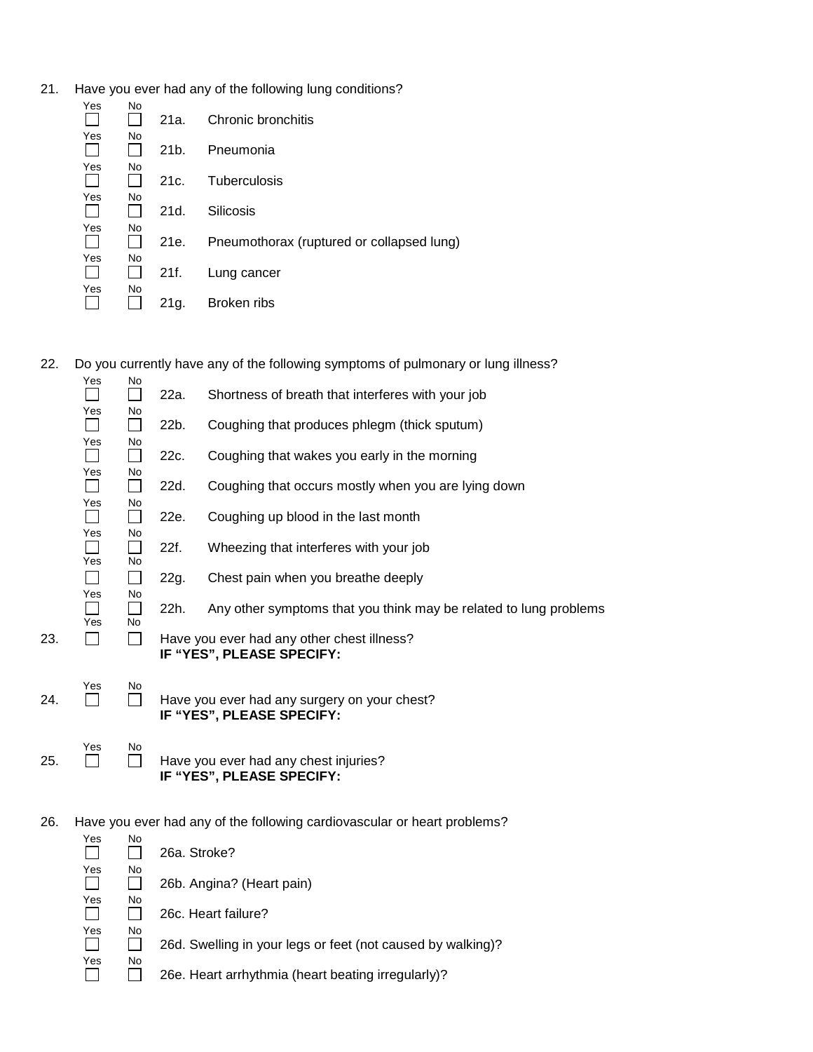21. Have you ever had any of the following lung conditions?

| Yes | No | | |
|---|---|---|---|
| ☐ | ☐ | 21a. | Chronic bronchitis |
| ☐ | ☐ | 21b. | Pneumonia |
| ☐ | ☐ | 21c. | Tuberculosis |
| ☐ | ☐ | 21d. | Silicosis |
| ☐ | ☐ | 21e. | Pneumothorax (ruptured or collapsed lung) |
| ☐ | ☐ | 21f. | Lung cancer |
| ☐ | ☐ | 21g. | Broken ribs |

22. Do you currently have any of the following symptoms of pulmonary or lung illness?

| Yes | No | | |
|---|---|---|---|
| ☐ | ☐ | 22a. | Shortness of breath that interferes with your job |
| ☐ | ☐ | 22b. | Coughing that produces phlegm (thick sputum) |
| ☐ | ☐ | 22c. | Coughing that wakes you early in the morning |
| ☐ | ☐ | 22d. | Coughing that occurs mostly when you are lying down |
| ☐ | ☐ | 22e. | Coughing up blood in the last month |
| ☐ | ☐ | 22f. | Wheezing that interferes with your job |
| ☐ | ☐ | 22g. | Chest pain when you breathe deeply |
| ☐ | ☐ | 22h. | Any other symptoms that you think may be related to lung problems |

23. Yes ☐ No ☐ Have you ever had any other chest illness?
**IF "YES", PLEASE SPECIFY:**

24. Yes ☐ No ☐ Have you ever had any surgery on your chest?
**IF "YES", PLEASE SPECIFY:**

25. Yes ☐ No ☐ Have you ever had any chest injuries?
**IF "YES", PLEASE SPECIFY:**

26. Have you ever had any of the following cardiovascular or heart problems?

| Yes | No | |
|---|---|---|
| ☐ | ☐ | 26a. Stroke? |
| ☐ | ☐ | 26b. Angina? (Heart pain) |
| ☐ | ☐ | 26c. Heart failure? |
| ☐ | ☐ | 26d. Swelling in your legs or feet (not caused by walking)? |
| ☐ | ☐ | 26e. Heart arrhythmia (heart beating irregularly)? |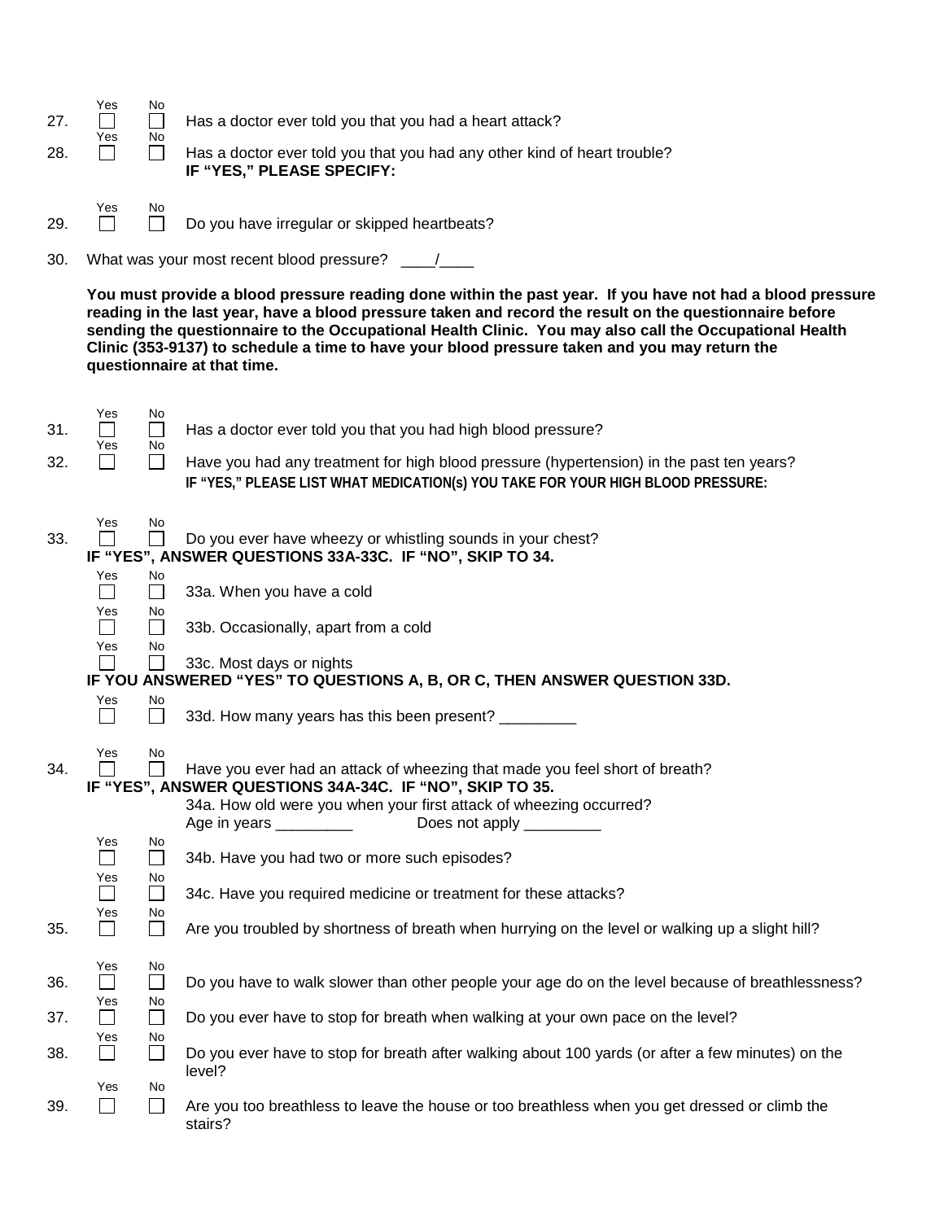27. Yes ☐ No ☐ Has a doctor ever told you that you had a heart attack?

28. Yes ☐ No ☐ Has a doctor ever told you that you had any other kind of heart trouble?
**IF "YES," PLEASE SPECIFY:**

29. Yes ☐ No ☐ Do you have irregular or skipped heartbeats?

30. What was your most recent blood pressure? ____/____

**You must provide a blood pressure reading done within the past year. If you have not had a blood pressure reading in the last year, have a blood pressure taken and record the result on the questionnaire before sending the questionnaire to the Occupational Health Clinic. You may also call the Occupational Health Clinic (353-9137) to schedule a time to have your blood pressure taken and you may return the questionnaire at that time.**

31. Yes ☐ No ☐ Has a doctor ever told you that you had high blood pressure?

32. Yes ☐ No ☐ Have you had any treatment for high blood pressure (hypertension) in the past ten years?
**IF "YES," PLEASE LIST WHAT MEDICATION(s) YOU TAKE FOR YOUR HIGH BLOOD PRESSURE:**

33. Yes ☐ No ☐ Do you ever have wheezy or whistling sounds in your chest?

**IF "YES", ANSWER QUESTIONS 33A-33C. IF "NO", SKIP TO 34.**

- Yes ☐ No ☐ 33a. When you have a cold
- Yes ☐ No ☐ 33b. Occasionally, apart from a cold
- Yes ☐ No ☐ 33c. Most days or nights

**IF YOU ANSWERED "YES" TO QUESTIONS A, B, OR C, THEN ANSWER QUESTION 33D.**

- Yes ☐ No ☐ 33d. How many years has this been present? _________

34. Yes ☐ No ☐ Have you ever had an attack of wheezing that made you feel short of breath?

**IF "YES", ANSWER QUESTIONS 34A-34C. IF "NO", SKIP TO 35.**

- 34a. How old were you when your first attack of wheezing occurred?
  Age in years _________ Does not apply _________
- Yes ☐ No ☐ 34b. Have you had two or more such episodes?
- Yes ☐ No ☐ 34c. Have you required medicine or treatment for these attacks?

35. Yes ☐ No ☐ Are you troubled by shortness of breath when hurrying on the level or walking up a slight hill?

36. Yes ☐ No ☐ Do you have to walk slower than other people your age do on the level because of breathlessness?

37. Yes ☐ No ☐ Do you ever have to stop for breath when walking at your own pace on the level?

38. Yes ☐ No ☐ Do you ever have to stop for breath after walking about 100 yards (or after a few minutes) on the level?

39. Yes ☐ No ☐ Are you too breathless to leave the house or too breathless when you get dressed or climb the stairs?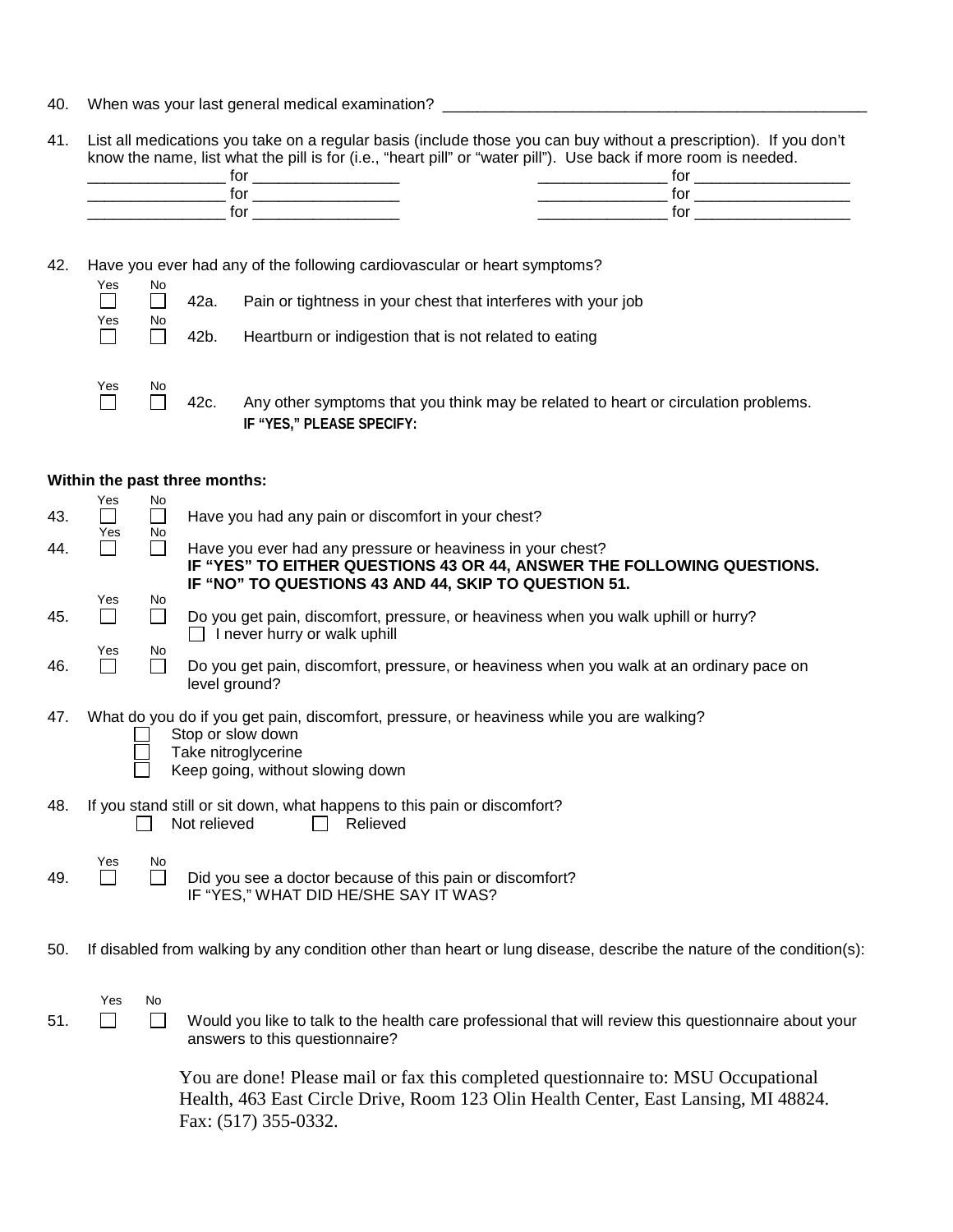40. When was your last general medical examination? ___________________________________________________

41. List all medications you take on a regular basis (include those you can buy without a prescription). If you don't know the name, list what the pill is for (i.e., "heart pill" or "water pill"). Use back if more room is needed.

________________ for _________________ ________________ for __________________
________________ for _________________ ________________ for __________________
________________ for _________________ ________________ for __________________

42. Have you ever had any of the following cardiovascular or heart symptoms?

| Yes | No | | |
|---|---|---|---|
| ☐ | ☐ | 42a. | Pain or tightness in your chest that interferes with your job |
| ☐ | ☐ | 42b. | Heartburn or indigestion that is not related to eating |
| ☐ | ☐ | 42c. | Any other symptoms that you think may be related to heart or circulation problems. **IF "YES," PLEASE SPECIFY:** |

**Within the past three months:**

| | Yes | No | |
|---|---|---|---|
| 43. | ☐ | ☐ | Have you had any pain or discomfort in your chest? |
| 44. | ☐ | ☐ | Have you ever had any pressure or heaviness in your chest? **IF "YES" TO EITHER QUESTIONS 43 OR 44, ANSWER THE FOLLOWING QUESTIONS. IF "NO" TO QUESTIONS 43 AND 44, SKIP TO QUESTION 51.** |
| 45. | ☐ | ☐ | Do you get pain, discomfort, pressure, or heaviness when you walk uphill or hurry? ☐ I never hurry or walk uphill |
| 46. | ☐ | ☐ | Do you get pain, discomfort, pressure, or heaviness when you walk at an ordinary pace on level ground? |

47. What do you do if you get pain, discomfort, pressure, or heaviness while you are walking?

- ☐ Stop or slow down
- ☐ Take nitroglycerine
- ☐ Keep going, without slowing down

48. If you stand still or sit down, what happens to this pain or discomfort?

☐ Not relieved ☐ Relieved

| | Yes | No | |
|---|---|---|---|
| 49. | ☐ | ☐ | Did you see a doctor because of this pain or discomfort? IF "YES," WHAT DID HE/SHE SAY IT WAS? |

50. If disabled from walking by any condition other than heart or lung disease, describe the nature of the condition(s):

| | Yes | No | |
|---|---|---|---|
| 51. | ☐ | ☐ | Would you like to talk to the health care professional that will review this questionnaire about your answers to this questionnaire? |

You are done! Please mail or fax this completed questionnaire to: MSU Occupational Health, 463 East Circle Drive, Room 123 Olin Health Center, East Lansing, MI 48824. Fax: (517) 355-0332.